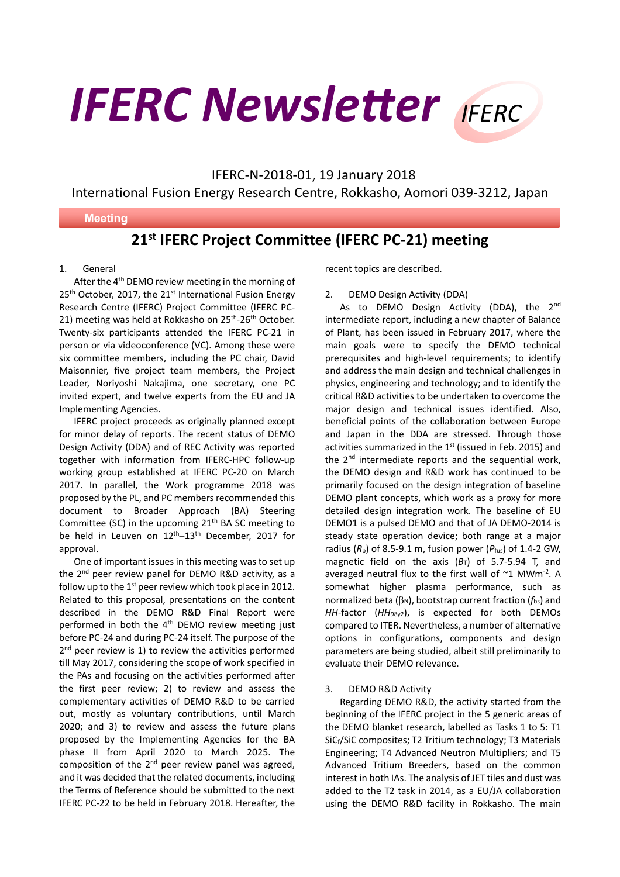# IFERC Newsletter

IFERC-N-2018-01, 19 January 2018

International Fusion Energy Research Centre, Rokkasho, Aomori 039-3212, Japan

**Meeting**

## 21st IFERC Project Committee (IFERC PC-21) meeting

1. General

After the 4th DEMO review meeting in the morning of 25th October, 2017, the 21st International Fusion Energy Research Centre (IFERC) Project Committee (IFERC PC-21) meeting was held at Rokkasho on 25th-26th October. Twenty-six participants attended the IFERC PC-21 in person or via videoconference (VC). Among these were six committee members, including the PC chair, David Maisonnier, five project team members, the Project Leader, Noriyoshi Nakajima, one secretary, one PC invited expert, and twelve experts from the EU and JA Implementing Agencies.

IFERC project proceeds as originally planned except for minor delay of reports. The recent status of DEMO Design Activity (DDA) and of REC Activity was reported together with information from IFERC-HPC follow-up working group established at IFERC PC-20 on March 2017. In parallel, the Work programme 2018 was proposed by the PL, and PC members recommended this document to Broader Approach (BA) Steering Committee (SC) in the upcoming 21st BA SC meeting to be held in Leuven on 12th–13th December, 2017 for approval.

One of important issues in this meeting was to set up the 2nd peer review panel for DEMO R&D activity, as a follow up to the 1st peer review which took place in 2012. Related to this proposal, presentations on the content described in the DEMO R&D Final Report were performed in both the 4th DEMO review meeting just before PC-24 and during PC-24 itself. The purpose of the 2nd peer review is 1) to review the activities performed till May 2017, considering the scope of work specified in the PAs and focusing on the activities performed after the first peer review; 2) to review and assess the complementary activities of DEMO R&D to be carried out, mostly as voluntary contributions, until March 2020; and 3) to review and assess the future plans proposed by the Implementing Agencies for the BA phase II from April 2020 to March 2025. The composition of the 2nd peer review panel was agreed, and it was decided that the related documents, including the Terms of Reference should be submitted to the next IFERC PC-22 to be held in February 2018. Hereafter, the recent topics are described.

2. DEMO Design Activity (DDA)

As to DEMO Design Activity (DDA), the 2nd intermediate report, including a new chapter of Balance of Plant, has been issued in February 2017, where the main goals were to specify the DEMO technical prerequisites and high-level requirements; to identify and address the main design and technical challenges in physics, engineering and technology; and to identify the critical R&D activities to be undertaken to overcome the major design and technical issues identified. Also, beneficial points of the collaboration between Europe and Japan in the DDA are stressed. Through those activities summarized in the 1st (issued in Feb. 2015) and the 2nd intermediate reports and the sequential work, the DEMO design and R&D work has continued to be primarily focused on the design integration of baseline DEMO plant concepts, which work as a proxy for more detailed design integration work. The baseline of EU DEMO1 is a pulsed DEMO and that of JA DEMO-2014 is steady state operation device; both range at a major radius ($R_p$) of 8.5-9.1 m, fusion power ($P_{fus}$) of 1.4-2 GW, magnetic field on the axis ($B_T$) of 5.7-5.94 T, and averaged neutral flux to the first wall of ~1 MWm$^{-2}$. A somewhat higher plasma performance, such as normalized beta ($\beta_N$), bootstrap current fraction ($f_{bs}$) and *HH*-factor ($HH_{98y2}$), is expected for both DEMOs compared to ITER. Nevertheless, a number of alternative options in configurations, components and design parameters are being studied, albeit still preliminarily to evaluate their DEMO relevance.

3. DEMO R&D Activity

Regarding DEMO R&D, the activity started from the beginning of the IFERC project in the 5 generic areas of the DEMO blanket research, labelled as Tasks 1 to 5: T1 $SiC_f$/SiC composites; T2 Tritium technology; T3 Materials Engineering; T4 Advanced Neutron Multipliers; and T5 Advanced Tritium Breeders, based on the common interest in both IAs. The analysis of JET tiles and dust was added to the T2 task in 2014, as a EU/JA collaboration using the DEMO R&D facility in Rokkasho. The main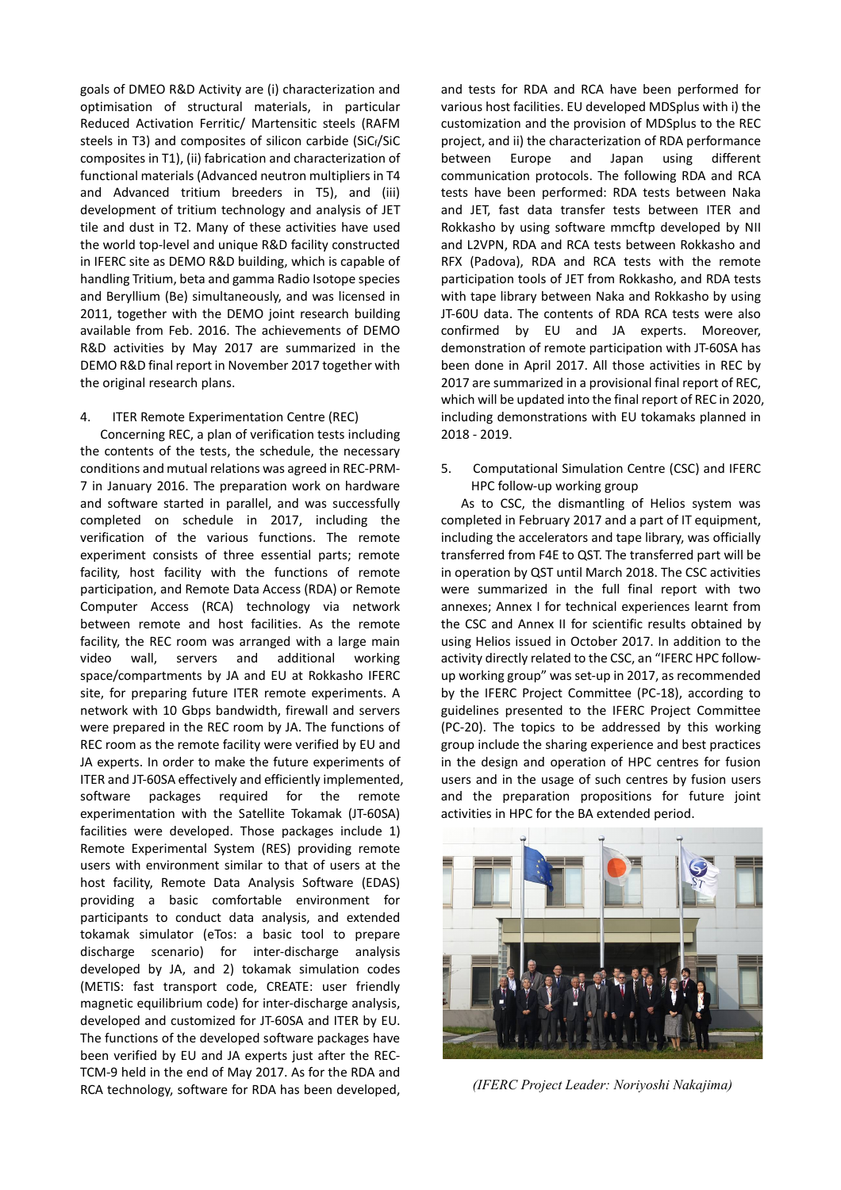goals of DMEO R&D Activity are (i) characterization and optimisation of structural materials, in particular Reduced Activation Ferritic/ Martensitic steels (RAFM steels in T3) and composites of silicon carbide ($SiC_f$/SiC composites in T1), (ii) fabrication and characterization of functional materials (Advanced neutron multipliers in T4 and Advanced tritium breeders in T5), and (iii) development of tritium technology and analysis of JET tile and dust in T2. Many of these activities have used the world top-level and unique R&D facility constructed in IFERC site as DEMO R&D building, which is capable of handling Tritium, beta and gamma Radio Isotope species and Beryllium (Be) simultaneously, and was licensed in 2011, together with the DEMO joint research building available from Feb. 2016. The achievements of DEMO R&D activities by May 2017 are summarized in the DEMO R&D final report in November 2017 together with the original research plans.

4. ITER Remote Experimentation Centre (REC)

Concerning REC, a plan of verification tests including the contents of the tests, the schedule, the necessary conditions and mutual relations was agreed in REC-PRM-7 in January 2016. The preparation work on hardware and software started in parallel, and was successfully completed on schedule in 2017, including the verification of the various functions. The remote experiment consists of three essential parts; remote facility, host facility with the functions of remote participation, and Remote Data Access (RDA) or Remote Computer Access (RCA) technology via network between remote and host facilities. As the remote facility, the REC room was arranged with a large main video wall, servers and additional working space/compartments by JA and EU at Rokkasho IFERC site, for preparing future ITER remote experiments. A network with 10 Gbps bandwidth, firewall and servers were prepared in the REC room by JA. The functions of REC room as the remote facility were verified by EU and JA experts. In order to make the future experiments of ITER and JT-60SA effectively and efficiently implemented, software packages required for the remote experimentation with the Satellite Tokamak (JT-60SA) facilities were developed. Those packages include 1) Remote Experimental System (RES) providing remote users with environment similar to that of users at the host facility, Remote Data Analysis Software (EDAS) providing a basic comfortable environment for participants to conduct data analysis, and extended tokamak simulator (eTos: a basic tool to prepare discharge scenario) for inter-discharge analysis developed by JA, and 2) tokamak simulation codes (METIS: fast transport code, CREATE: user friendly magnetic equilibrium code) for inter-discharge analysis, developed and customized for JT-60SA and ITER by EU. The functions of the developed software packages have been verified by EU and JA experts just after the REC-TCM-9 held in the end of May 2017. As for the RDA and RCA technology, software for RDA has been developed, and tests for RDA and RCA have been performed for various host facilities. EU developed MDSplus with i) the customization and the provision of MDSplus to the REC project, and ii) the characterization of RDA performance between Europe and Japan using different communication protocols. The following RDA and RCA tests have been performed: RDA tests between Naka and JET, fast data transfer tests between ITER and Rokkasho by using software mmcftp developed by NII and L2VPN, RDA and RCA tests between Rokkasho and RFX (Padova), RDA and RCA tests with the remote participation tools of JET from Rokkasho, and RDA tests with tape library between Naka and Rokkasho by using JT-60U data. The contents of RDA RCA tests were also confirmed by EU and JA experts. Moreover, demonstration of remote participation with JT-60SA has been done in April 2017. All those activities in REC by 2017 are summarized in a provisional final report of REC, which will be updated into the final report of REC in 2020, including demonstrations with EU tokamaks planned in 2018 - 2019.

5. Computational Simulation Centre (CSC) and IFERC HPC follow-up working group

As to CSC, the dismantling of Helios system was completed in February 2017 and a part of IT equipment, including the accelerators and tape library, was officially transferred from F4E to QST. The transferred part will be in operation by QST until March 2018. The CSC activities were summarized in the full final report with two annexes; Annex I for technical experiences learnt from the CSC and Annex II for scientific results obtained by using Helios issued in October 2017. In addition to the activity directly related to the CSC, an "IFERC HPC follow-up working group" was set-up in 2017, as recommended by the IFERC Project Committee (PC-18), according to guidelines presented to the IFERC Project Committee (PC-20). The topics to be addressed by this working group include the sharing experience and best practices in the design and operation of HPC centres for fusion users and in the usage of such centres by fusion users and the preparation propositions for future joint activities in HPC for the BA extended period.

*(IFERC Project Leader: Noriyoshi Nakajima)*